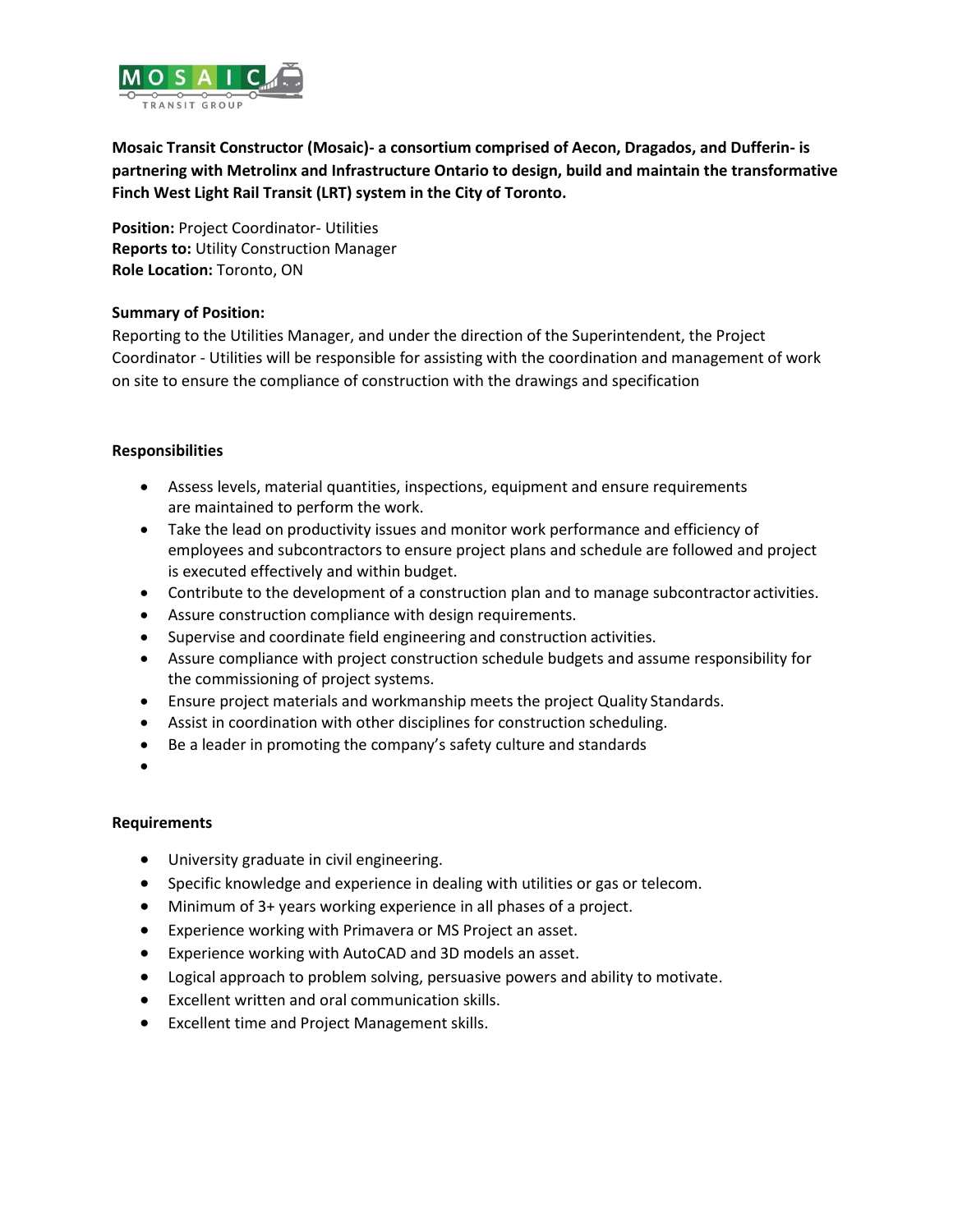**Mosaic Transit Constructor (Mosaic)- a consortium comprised of Aecon, Dragados, and Dufferin- is partnering with Metrolinx and Infrastructure Ontario to design, build and maintain the transformative Finch West Light Rail Transit (LRT) system in the City of Toronto.**

**Position:** Project Coordinator- Utilities
**Reports to:** Utility Construction Manager
**Role Location:** Toronto, ON

**Summary of Position:**
Reporting to the Utilities Manager, and under the direction of the Superintendent, the Project Coordinator - Utilities will be responsible for assisting with the coordination and management of work on site to ensure the compliance of construction with the drawings and specification

**Responsibilities**

- Assess levels, material quantities, inspections, equipment and ensure requirements are maintained to perform the work.
- Take the lead on productivity issues and monitor work performance and efficiency of employees and subcontractors to ensure project plans and schedule are followed and project is executed effectively and within budget.
- Contribute to the development of a construction plan and to manage subcontractor activities.
- Assure construction compliance with design requirements.
- Supervise and coordinate field engineering and construction activities.
- Assure compliance with project construction schedule budgets and assume responsibility for the commissioning of project systems.
- Ensure project materials and workmanship meets the project Quality Standards.
- Assist in coordination with other disciplines for construction scheduling.
- Be a leader in promoting the company's safety culture and standards

**Requirements**

- University graduate in civil engineering.
- Specific knowledge and experience in dealing with utilities or gas or telecom.
- Minimum of 3+ years working experience in all phases of a project.
- Experience working with Primavera or MS Project an asset.
- Experience working with AutoCAD and 3D models an asset.
- Logical approach to problem solving, persuasive powers and ability to motivate.
- Excellent written and oral communication skills.
- Excellent time and Project Management skills.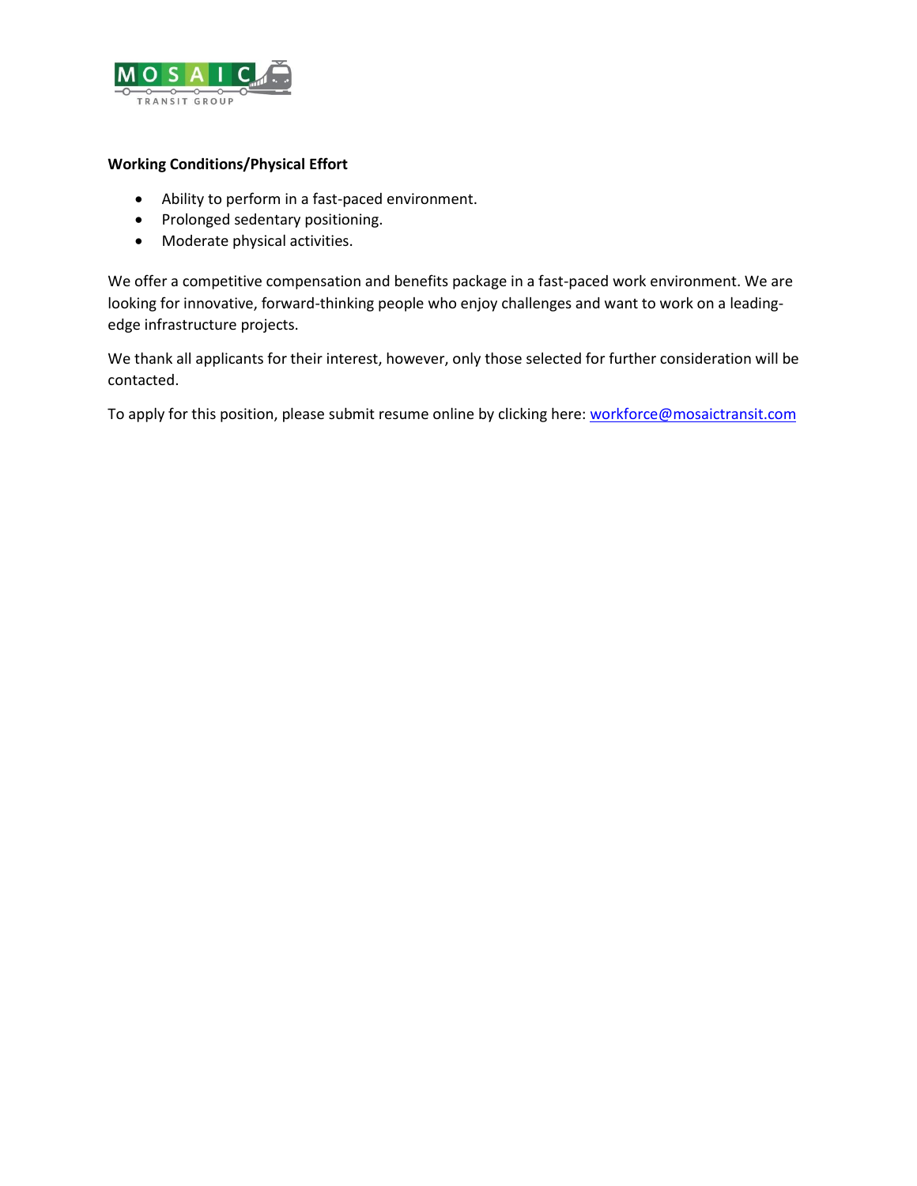**Working Conditions/Physical Effort**

- Ability to perform in a fast-paced environment.
- Prolonged sedentary positioning.
- Moderate physical activities.

We offer a competitive compensation and benefits package in a fast-paced work environment. We are looking for innovative, forward-thinking people who enjoy challenges and want to work on a leading-edge infrastructure projects.

We thank all applicants for their interest, however, only those selected for further consideration will be contacted.

To apply for this position, please submit resume online by clicking here: workforce@mosaictransit.com